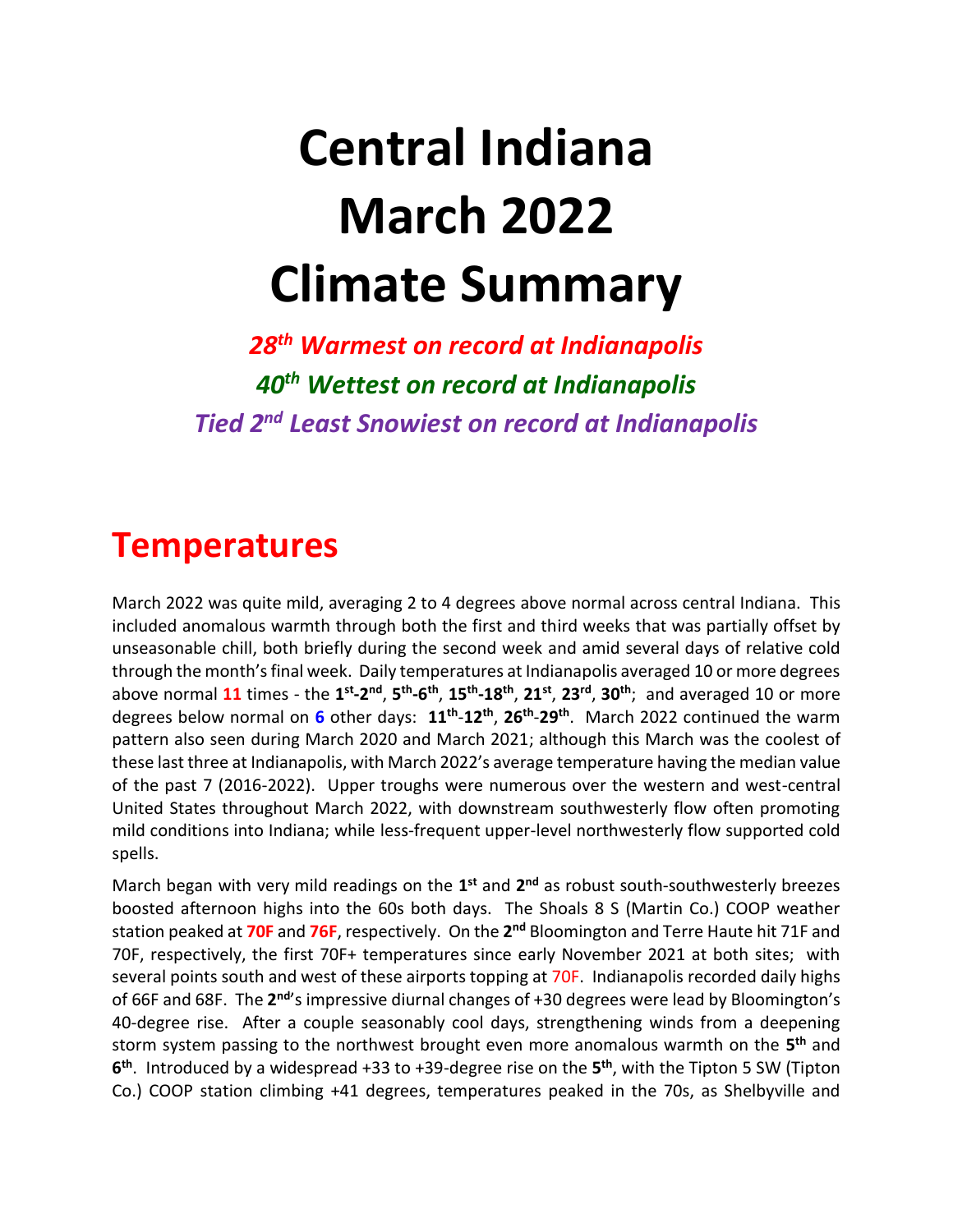# Central Indiana March 2022 Climate Summary

***28th Warmest on record at Indianapolis***

***40th Wettest on record at Indianapolis***

***Tied 2nd Least Snowiest on record at Indianapolis***

## Temperatures

March 2022 was quite mild, averaging 2 to 4 degrees above normal across central Indiana. This included anomalous warmth through both the first and third weeks that was partially offset by unseasonable chill, both briefly during the second week and amid several days of relative cold through the month's final week. Daily temperatures at Indianapolis averaged 10 or more degrees above normal **11** times - the **1st-2nd**, **5th-6th**, **15th-18th**, **21st**, **23rd**, **30th**; and averaged 10 or more degrees below normal on **6** other days: **11th-12th**, **26th-29th**. March 2022 continued the warm pattern also seen during March 2020 and March 2021; although this March was the coolest of these last three at Indianapolis, with March 2022's average temperature having the median value of the past 7 (2016-2022). Upper troughs were numerous over the western and west-central United States throughout March 2022, with downstream southwesterly flow often promoting mild conditions into Indiana; while less-frequent upper-level northwesterly flow supported cold spells.

March began with very mild readings on the **1st** and **2nd** as robust south-southwesterly breezes boosted afternoon highs into the 60s both days. The Shoals 8 S (Martin Co.) COOP weather station peaked at **70F** and **76F**, respectively. On the **2nd** Bloomington and Terre Haute hit 71F and 70F, respectively, the first 70F+ temperatures since early November 2021 at both sites; with several points south and west of these airports topping at 70F. Indianapolis recorded daily highs of 66F and 68F. The **2nd'**s impressive diurnal changes of +30 degrees were lead by Bloomington's 40-degree rise. After a couple seasonably cool days, strengthening winds from a deepening storm system passing to the northwest brought even more anomalous warmth on the **5th** and **6th**. Introduced by a widespread +33 to +39-degree rise on the **5th**, with the Tipton 5 SW (Tipton Co.) COOP station climbing +41 degrees, temperatures peaked in the 70s, as Shelbyville and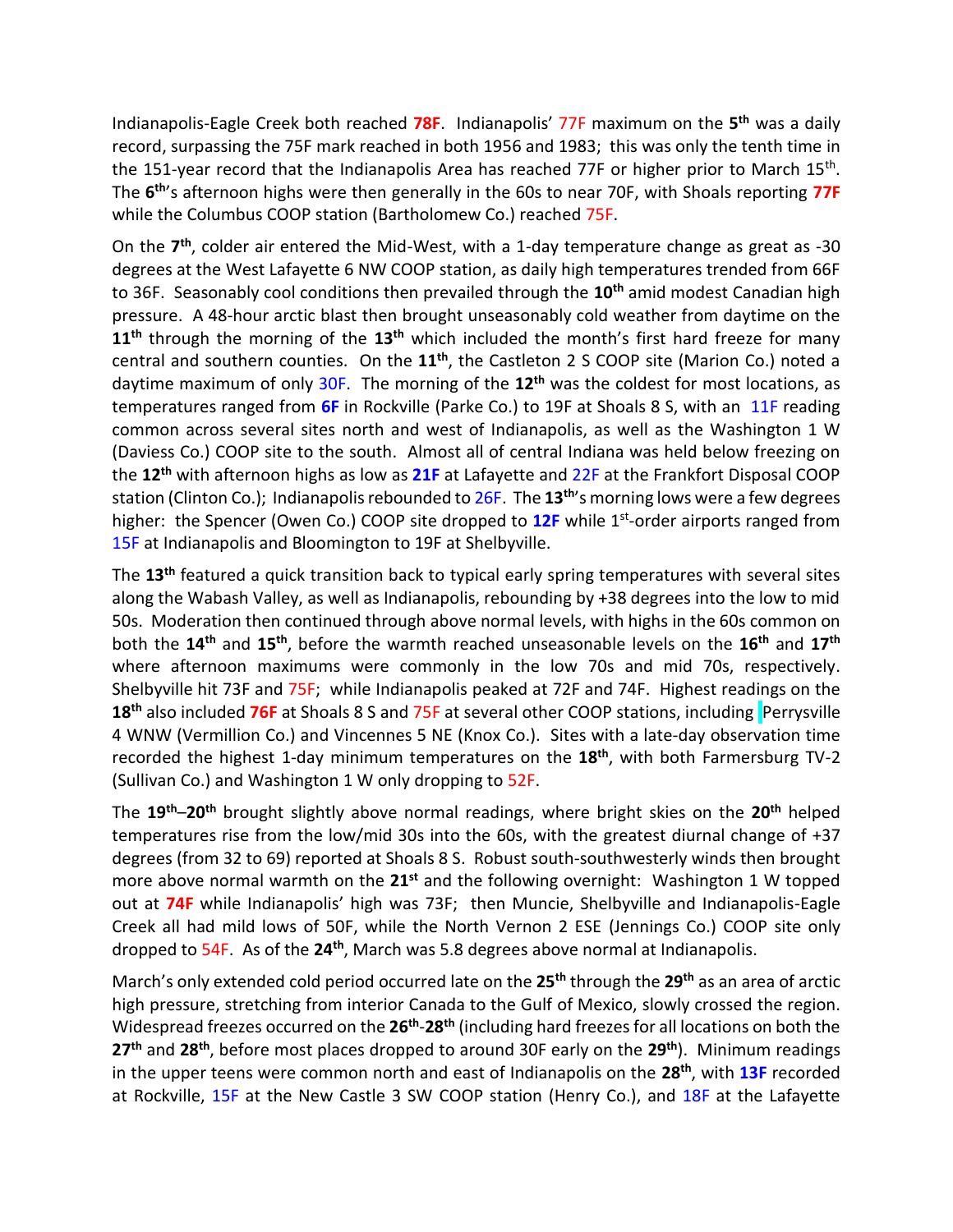Indianapolis-Eagle Creek both reached **78F**. Indianapolis' 77F maximum on the **5th** was a daily record, surpassing the 75F mark reached in both 1956 and 1983; this was only the tenth time in the 151-year record that the Indianapolis Area has reached 77F or higher prior to March 15th. The **6th**'s afternoon highs were then generally in the 60s to near 70F, with Shoals reporting **77F** while the Columbus COOP station (Bartholomew Co.) reached 75F.

On the **7th**, colder air entered the Mid-West, with a 1-day temperature change as great as -30 degrees at the West Lafayette 6 NW COOP station, as daily high temperatures trended from 66F to 36F. Seasonably cool conditions then prevailed through the **10th** amid modest Canadian high pressure. A 48-hour arctic blast then brought unseasonably cold weather from daytime on the **11th** through the morning of the **13th** which included the month's first hard freeze for many central and southern counties. On the **11th**, the Castleton 2 S COOP site (Marion Co.) noted a daytime maximum of only 30F. The morning of the **12th** was the coldest for most locations, as temperatures ranged from **6F** in Rockville (Parke Co.) to 19F at Shoals 8 S, with an 11F reading common across several sites north and west of Indianapolis, as well as the Washington 1 W (Daviess Co.) COOP site to the south. Almost all of central Indiana was held below freezing on the **12th** with afternoon highs as low as **21F** at Lafayette and 22F at the Frankfort Disposal COOP station (Clinton Co.); Indianapolis rebounded to 26F. The **13th**'s morning lows were a few degrees higher: the Spencer (Owen Co.) COOP site dropped to **12F** while 1st-order airports ranged from 15F at Indianapolis and Bloomington to 19F at Shelbyville.

The **13th** featured a quick transition back to typical early spring temperatures with several sites along the Wabash Valley, as well as Indianapolis, rebounding by +38 degrees into the low to mid 50s. Moderation then continued through above normal levels, with highs in the 60s common on both the **14th** and **15th**, before the warmth reached unseasonable levels on the **16th** and **17th** where afternoon maximums were commonly in the low 70s and mid 70s, respectively. Shelbyville hit 73F and 75F; while Indianapolis peaked at 72F and 74F. Highest readings on the **18th** also included **76F** at Shoals 8 S and 75F at several other COOP stations, including Perrysville 4 WNW (Vermillion Co.) and Vincennes 5 NE (Knox Co.). Sites with a late-day observation time recorded the highest 1-day minimum temperatures on the **18th**, with both Farmersburg TV-2 (Sullivan Co.) and Washington 1 W only dropping to 52F.

The **19th**–**20th** brought slightly above normal readings, where bright skies on the **20th** helped temperatures rise from the low/mid 30s into the 60s, with the greatest diurnal change of +37 degrees (from 32 to 69) reported at Shoals 8 S. Robust south-southwesterly winds then brought more above normal warmth on the **21st** and the following overnight: Washington 1 W topped out at **74F** while Indianapolis' high was 73F; then Muncie, Shelbyville and Indianapolis-Eagle Creek all had mild lows of 50F, while the North Vernon 2 ESE (Jennings Co.) COOP site only dropped to 54F. As of the **24th**, March was 5.8 degrees above normal at Indianapolis.

March's only extended cold period occurred late on the **25th** through the **29th** as an area of arctic high pressure, stretching from interior Canada to the Gulf of Mexico, slowly crossed the region. Widespread freezes occurred on the **26th**-**28th** (including hard freezes for all locations on both the **27th** and **28th**, before most places dropped to around 30F early on the **29th**). Minimum readings in the upper teens were common north and east of Indianapolis on the **28th**, with **13F** recorded at Rockville, 15F at the New Castle 3 SW COOP station (Henry Co.), and 18F at the Lafayette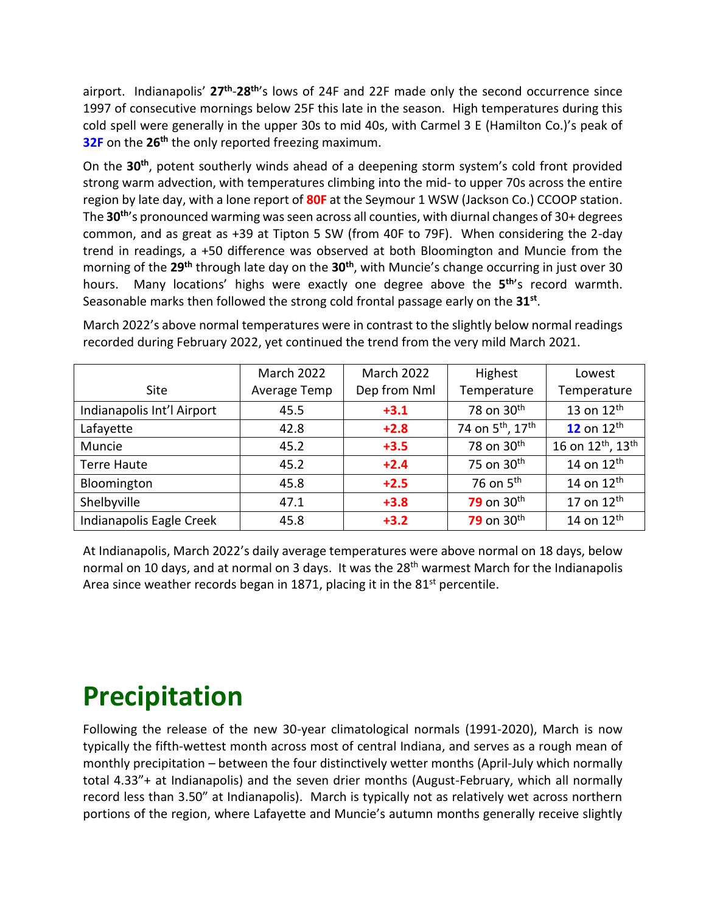airport. Indianapolis' **27th-28th**'s lows of 24F and 22F made only the second occurrence since 1997 of consecutive mornings below 25F this late in the season. High temperatures during this cold spell were generally in the upper 30s to mid 40s, with Carmel 3 E (Hamilton Co.)'s peak of **32F** on the **26th** the only reported freezing maximum.

On the **30th**, potent southerly winds ahead of a deepening storm system's cold front provided strong warm advection, with temperatures climbing into the mid- to upper 70s across the entire region by late day, with a lone report of **80F** at the Seymour 1 WSW (Jackson Co.) CCOOP station. The **30th**'s pronounced warming was seen across all counties, with diurnal changes of 30+ degrees common, and as great as +39 at Tipton 5 SW (from 40F to 79F). When considering the 2-day trend in readings, a +50 difference was observed at both Bloomington and Muncie from the morning of the **29th** through late day on the **30th**, with Muncie's change occurring in just over 30 hours. Many locations' highs were exactly one degree above the **5th**'s record warmth. Seasonable marks then followed the strong cold frontal passage early on the **31st**.

March 2022's above normal temperatures were in contrast to the slightly below normal readings recorded during February 2022, yet continued the trend from the very mild March 2021.

| Site | March 2022 Average Temp | March 2022 Dep from Nml | Highest Temperature | Lowest Temperature |
|---|---|---|---|---|
| Indianapolis Int'l Airport | 45.5 | **+3.1** | 78 on 30th | 13 on 12th |
| Lafayette | 42.8 | **+2.8** | 74 on 5th, 17th | **12** on 12th |
| Muncie | 45.2 | **+3.5** | 78 on 30th | 16 on 12th, 13th |
| Terre Haute | 45.2 | **+2.4** | 75 on 30th | 14 on 12th |
| Bloomington | 45.8 | **+2.5** | 76 on 5th | 14 on 12th |
| Shelbyville | 47.1 | **+3.8** | **79** on 30th | 17 on 12th |
| Indianapolis Eagle Creek | 45.8 | **+3.2** | **79** on 30th | 14 on 12th |

At Indianapolis, March 2022's daily average temperatures were above normal on 18 days, below normal on 10 days, and at normal on 3 days. It was the 28th warmest March for the Indianapolis Area since weather records began in 1871, placing it in the 81st percentile.

# Precipitation

Following the release of the new 30-year climatological normals (1991-2020), March is now typically the fifth-wettest month across most of central Indiana, and serves as a rough mean of monthly precipitation – between the four distinctively wetter months (April-July which normally total 4.33"+ at Indianapolis) and the seven drier months (August-February, which all normally record less than 3.50" at Indianapolis). March is typically not as relatively wet across northern portions of the region, where Lafayette and Muncie's autumn months generally receive slightly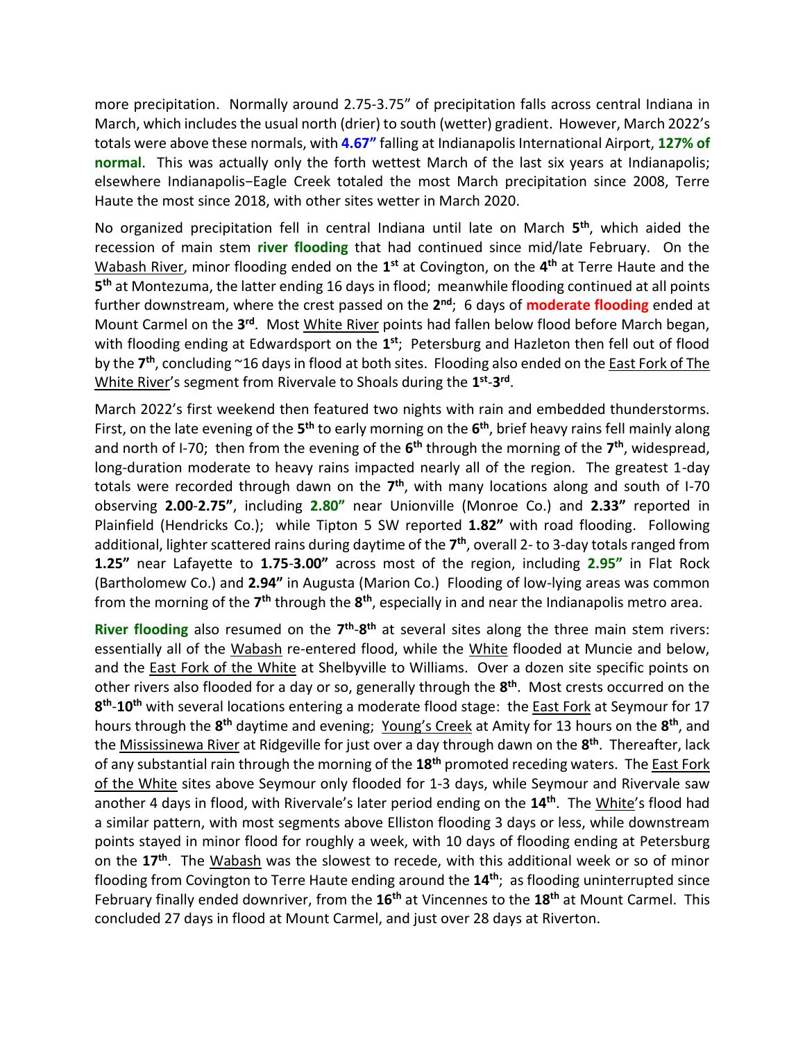more precipitation. Normally around 2.75-3.75" of precipitation falls across central Indiana in March, which includes the usual north (drier) to south (wetter) gradient. However, March 2022's totals were above these normals, with **4.67"** falling at Indianapolis International Airport, **127% of normal**. This was actually only the forth wettest March of the last six years at Indianapolis; elsewhere Indianapolis−Eagle Creek totaled the most March precipitation since 2008, Terre Haute the most since 2018, with other sites wetter in March 2020.

No organized precipitation fell in central Indiana until late on March **5th**, which aided the recession of main stem **river flooding** that had continued since mid/late February. On the Wabash River, minor flooding ended on the **1st** at Covington, on the **4th** at Terre Haute and the **5th** at Montezuma, the latter ending 16 days in flood; meanwhile flooding continued at all points further downstream, where the crest passed on the **2nd**; 6 days of **moderate flooding** ended at Mount Carmel on the **3rd**. Most White River points had fallen below flood before March began, with flooding ending at Edwardsport on the **1st**; Petersburg and Hazleton then fell out of flood by the **7th**, concluding ~16 days in flood at both sites. Flooding also ended on the East Fork of The White River's segment from Rivervale to Shoals during the **1st**-**3rd**.

March 2022's first weekend then featured two nights with rain and embedded thunderstorms. First, on the late evening of the **5th** to early morning on the **6th**, brief heavy rains fell mainly along and north of I-70; then from the evening of the **6th** through the morning of the **7th**, widespread, long-duration moderate to heavy rains impacted nearly all of the region. The greatest 1-day totals were recorded through dawn on the **7th**, with many locations along and south of I-70 observing **2.00**-**2.75"**, including **2.80"** near Unionville (Monroe Co.) and **2.33"** reported in Plainfield (Hendricks Co.); while Tipton 5 SW reported **1.82"** with road flooding. Following additional, lighter scattered rains during daytime of the **7th**, overall 2- to 3-day totals ranged from **1.25"** near Lafayette to **1.75**-**3.00"** across most of the region, including **2.95"** in Flat Rock (Bartholomew Co.) and **2.94"** in Augusta (Marion Co.) Flooding of low-lying areas was common from the morning of the **7th** through the **8th**, especially in and near the Indianapolis metro area.

**River flooding** also resumed on the **7th**-**8th** at several sites along the three main stem rivers: essentially all of the Wabash re-entered flood, while the White flooded at Muncie and below, and the East Fork of the White at Shelbyville to Williams. Over a dozen site specific points on other rivers also flooded for a day or so, generally through the **8th**. Most crests occurred on the **8th**-**10th** with several locations entering a moderate flood stage: the East Fork at Seymour for 17 hours through the **8th** daytime and evening; Young's Creek at Amity for 13 hours on the **8th**, and the Mississinewa River at Ridgeville for just over a day through dawn on the **8th**. Thereafter, lack of any substantial rain through the morning of the **18th** promoted receding waters. The East Fork of the White sites above Seymour only flooded for 1-3 days, while Seymour and Rivervale saw another 4 days in flood, with Rivervale's later period ending on the **14th**. The White's flood had a similar pattern, with most segments above Elliston flooding 3 days or less, while downstream points stayed in minor flood for roughly a week, with 10 days of flooding ending at Petersburg on the **17th**. The Wabash was the slowest to recede, with this additional week or so of minor flooding from Covington to Terre Haute ending around the **14th**; as flooding uninterrupted since February finally ended downriver, from the **16th** at Vincennes to the **18th** at Mount Carmel. This concluded 27 days in flood at Mount Carmel, and just over 28 days at Riverton.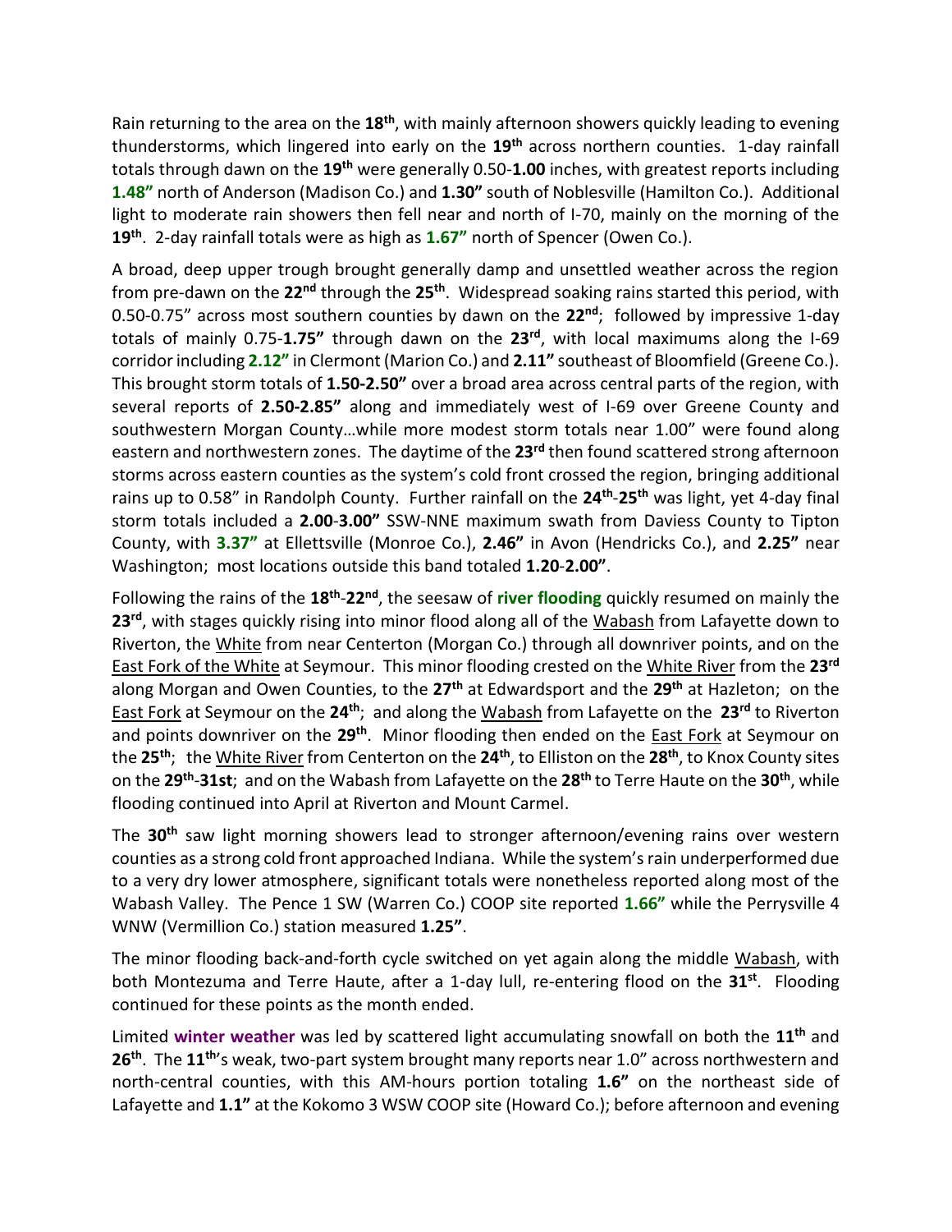Rain returning to the area on the **18th**, with mainly afternoon showers quickly leading to evening thunderstorms, which lingered into early on the **19th** across northern counties. 1-day rainfall totals through dawn on the **19th** were generally 0.50-**1.00** inches, with greatest reports including **1.48"** north of Anderson (Madison Co.) and **1.30"** south of Noblesville (Hamilton Co.). Additional light to moderate rain showers then fell near and north of I-70, mainly on the morning of the **19th**. 2-day rainfall totals were as high as **1.67"** north of Spencer (Owen Co.).

A broad, deep upper trough brought generally damp and unsettled weather across the region from pre-dawn on the **22nd** through the **25th**. Widespread soaking rains started this period, with 0.50-0.75" across most southern counties by dawn on the **22nd**; followed by impressive 1-day totals of mainly 0.75-**1.75"** through dawn on the **23rd**, with local maximums along the I-69 corridor including **2.12"** in Clermont (Marion Co.) and **2.11"** southeast of Bloomfield (Greene Co.). This brought storm totals of **1.50-2.50"** over a broad area across central parts of the region, with several reports of **2.50-2.85"** along and immediately west of I-69 over Greene County and southwestern Morgan County…while more modest storm totals near 1.00" were found along eastern and northwestern zones. The daytime of the **23rd** then found scattered strong afternoon storms across eastern counties as the system's cold front crossed the region, bringing additional rains up to 0.58" in Randolph County. Further rainfall on the **24th**-**25th** was light, yet 4-day final storm totals included a **2.00**-**3.00"** SSW-NNE maximum swath from Daviess County to Tipton County, with **3.37"** at Ellettsville (Monroe Co.), **2.46"** in Avon (Hendricks Co.), and **2.25"** near Washington; most locations outside this band totaled **1.20**-**2.00"**.

Following the rains of the **18th**-**22nd**, the seesaw of **river flooding** quickly resumed on mainly the **23rd**, with stages quickly rising into minor flood along all of the Wabash from Lafayette down to Riverton, the White from near Centerton (Morgan Co.) through all downriver points, and on the East Fork of the White at Seymour. This minor flooding crested on the White River from the **23rd** along Morgan and Owen Counties, to the **27th** at Edwardsport and the **29th** at Hazleton; on the East Fork at Seymour on the **24th**; and along the Wabash from Lafayette on the **23rd** to Riverton and points downriver on the **29th**. Minor flooding then ended on the East Fork at Seymour on the **25th**; the White River from Centerton on the **24th**, to Elliston on the **28th**, to Knox County sites on the **29th**-**31st**; and on the Wabash from Lafayette on the **28th** to Terre Haute on the **30th**, while flooding continued into April at Riverton and Mount Carmel.

The **30th** saw light morning showers lead to stronger afternoon/evening rains over western counties as a strong cold front approached Indiana. While the system's rain underperformed due to a very dry lower atmosphere, significant totals were nonetheless reported along most of the Wabash Valley. The Pence 1 SW (Warren Co.) COOP site reported **1.66"** while the Perrysville 4 WNW (Vermillion Co.) station measured **1.25"**.

The minor flooding back-and-forth cycle switched on yet again along the middle Wabash, with both Montezuma and Terre Haute, after a 1-day lull, re-entering flood on the **31st**. Flooding continued for these points as the month ended.

Limited **winter weather** was led by scattered light accumulating snowfall on both the **11th** and **26th**. The **11th**'s weak, two-part system brought many reports near 1.0" across northwestern and north-central counties, with this AM-hours portion totaling **1.6"** on the northeast side of Lafayette and **1.1"** at the Kokomo 3 WSW COOP site (Howard Co.); before afternoon and evening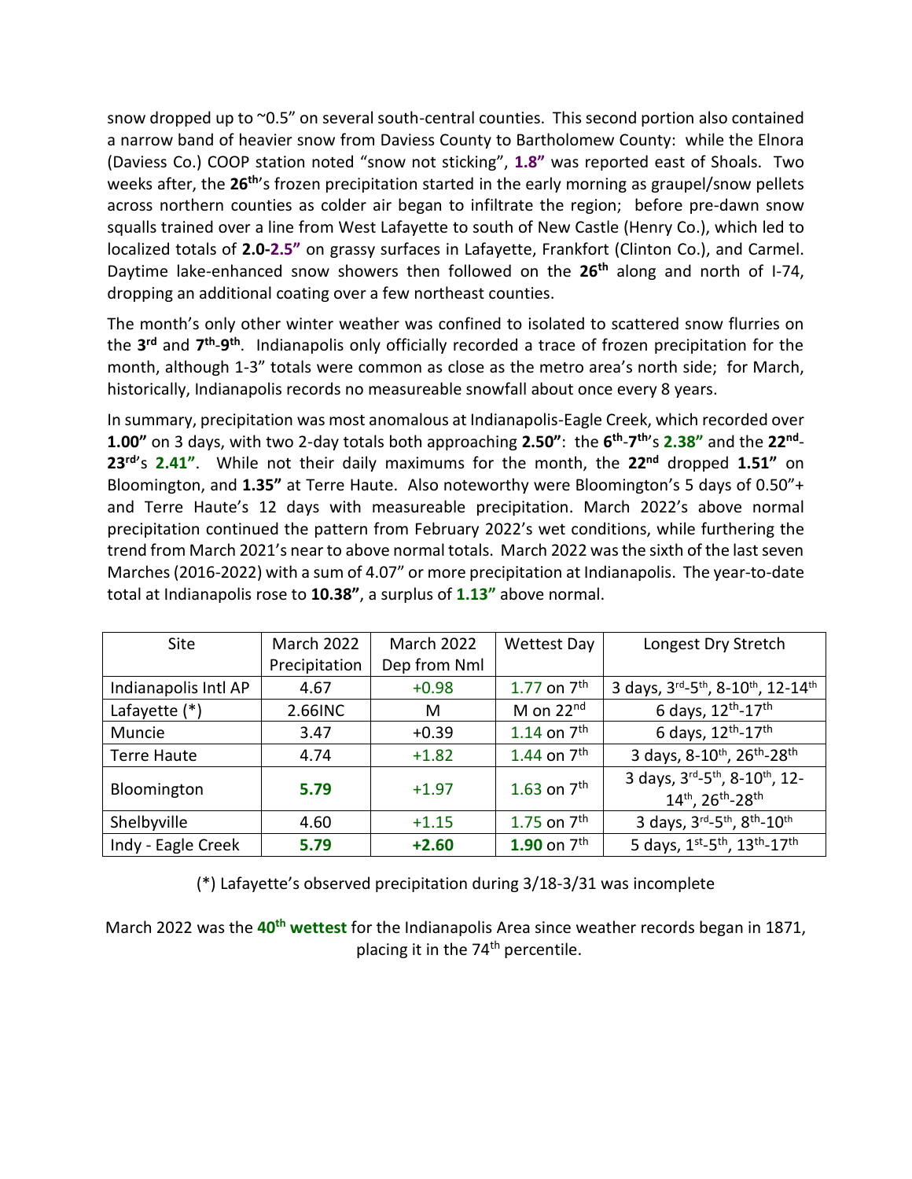snow dropped up to ~0.5" on several south-central counties. This second portion also contained a narrow band of heavier snow from Daviess County to Bartholomew County: while the Elnora (Daviess Co.) COOP station noted "snow not sticking", **1.8"** was reported east of Shoals. Two weeks after, the **26th**'s frozen precipitation started in the early morning as graupel/snow pellets across northern counties as colder air began to infiltrate the region; before pre-dawn snow squalls trained over a line from West Lafayette to south of New Castle (Henry Co.), which led to localized totals of **2.0-2.5"** on grassy surfaces in Lafayette, Frankfort (Clinton Co.), and Carmel. Daytime lake-enhanced snow showers then followed on the **26th** along and north of I-74, dropping an additional coating over a few northeast counties.

The month's only other winter weather was confined to isolated to scattered snow flurries on the **3rd** and **7th-9th**. Indianapolis only officially recorded a trace of frozen precipitation for the month, although 1-3" totals were common as close as the metro area's north side; for March, historically, Indianapolis records no measureable snowfall about once every 8 years.

In summary, precipitation was most anomalous at Indianapolis-Eagle Creek, which recorded over **1.00"** on 3 days, with two 2-day totals both approaching **2.50"**: the **6th-7th**'s **2.38"** and the **22nd-23rd**'s **2.41"**. While not their daily maximums for the month, the **22nd** dropped **1.51"** on Bloomington, and **1.35"** at Terre Haute. Also noteworthy were Bloomington's 5 days of 0.50"+ and Terre Haute's 12 days with measureable precipitation. March 2022's above normal precipitation continued the pattern from February 2022's wet conditions, while furthering the trend from March 2021's near to above normal totals. March 2022 was the sixth of the last seven Marches (2016-2022) with a sum of 4.07" or more precipitation at Indianapolis. The year-to-date total at Indianapolis rose to **10.38"**, a surplus of **1.13"** above normal.

| Site | March 2022 Precipitation | March 2022 Dep from Nml | Wettest Day | Longest Dry Stretch |
|---|---|---|---|---|
| Indianapolis Intl AP | 4.67 | +0.98 | 1.77 on 7th | 3 days, 3rd-5th, 8-10th, 12-14th |
| Lafayette (*) | 2.66INC | M | M on 22nd | 6 days, 12th-17th |
| Muncie | 3.47 | +0.39 | 1.14 on 7th | 6 days, 12th-17th |
| Terre Haute | 4.74 | +1.82 | 1.44 on 7th | 3 days, 8-10th, 26th-28th |
| Bloomington | **5.79** | +1.97 | 1.63 on 7th | 3 days, 3rd-5th, 8-10th, 12-14th, 26th-28th |
| Shelbyville | 4.60 | +1.15 | 1.75 on 7th | 3 days, 3rd-5th, 8th-10th |
| Indy - Eagle Creek | **5.79** | **+2.60** | **1.90** on 7th | 5 days, 1st-5th, 13th-17th |

(*) Lafayette's observed precipitation during 3/18-3/31 was incomplete

March 2022 was the **40th wettest** for the Indianapolis Area since weather records began in 1871, placing it in the 74th percentile.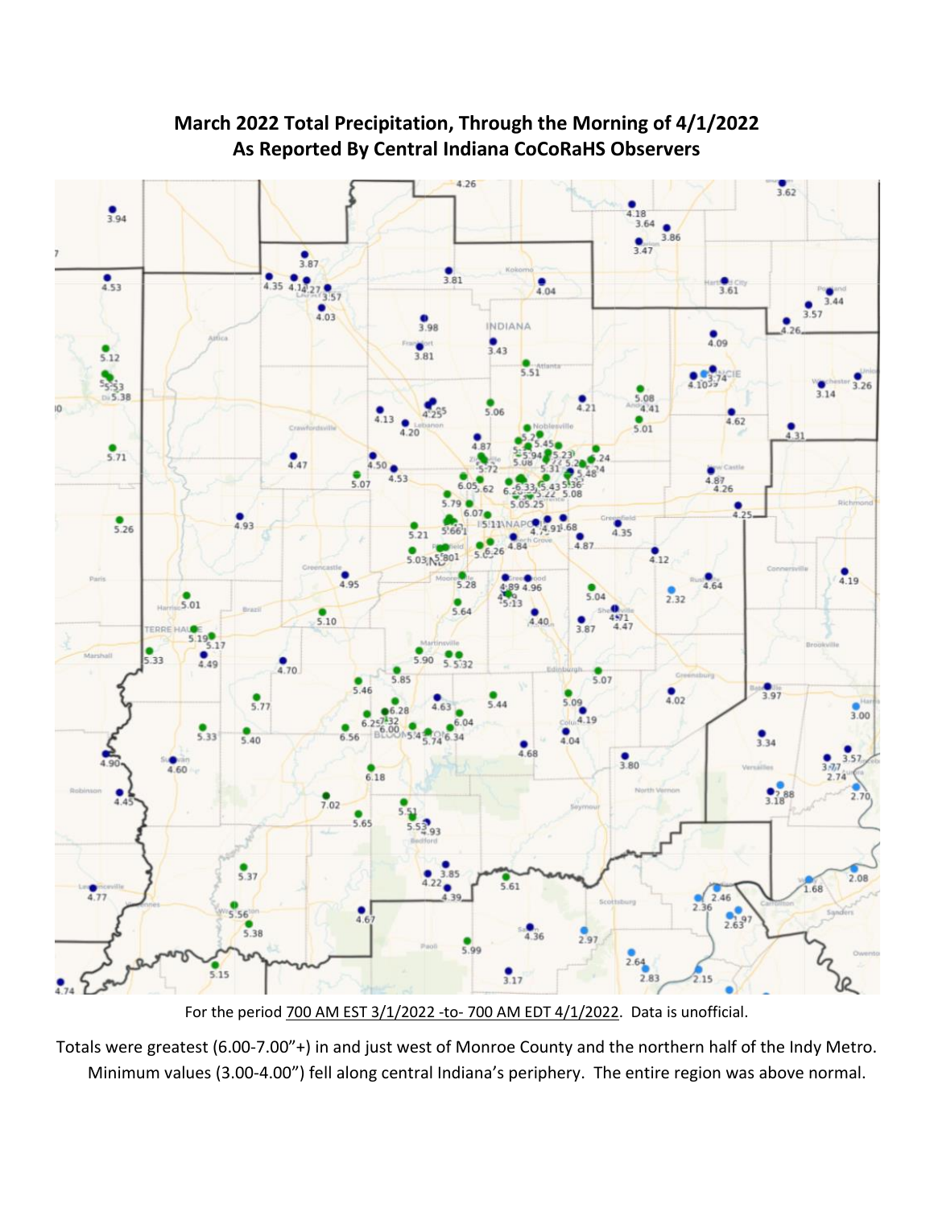# March 2022 Total Precipitation, Through the Morning of 4/1/2022
## As Reported By Central Indiana CoCoRaHS Observers

For the period 700 AM EST 3/1/2022 -to- 700 AM EDT 4/1/2022. Data is unofficial.

Totals were greatest (6.00-7.00"+) in and just west of Monroe County and the northern half of the Indy Metro. Minimum values (3.00-4.00") fell along central Indiana's periphery. The entire region was above normal.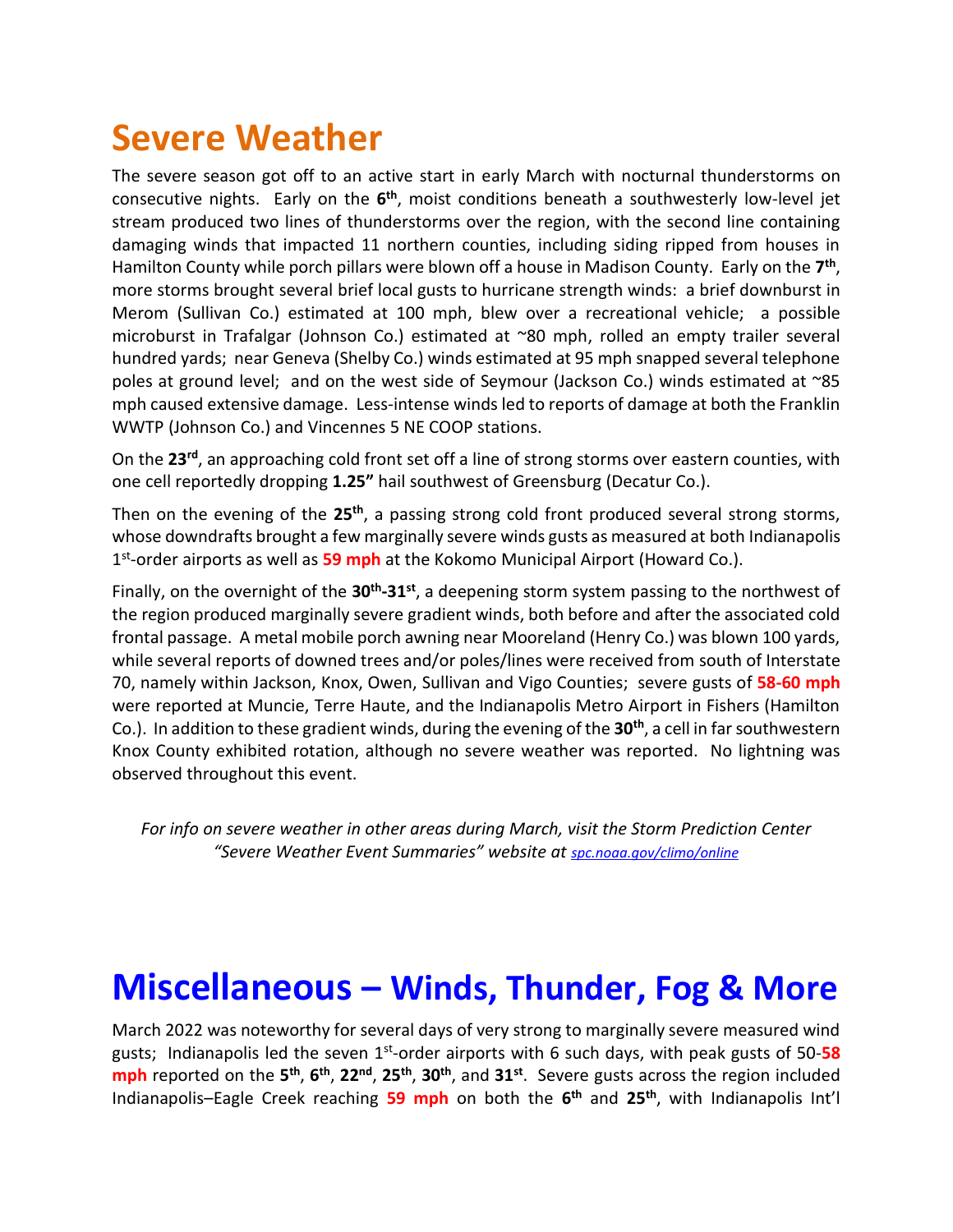# Severe Weather

The severe season got off to an active start in early March with nocturnal thunderstorms on consecutive nights. Early on the **6th**, moist conditions beneath a southwesterly low-level jet stream produced two lines of thunderstorms over the region, with the second line containing damaging winds that impacted 11 northern counties, including siding ripped from houses in Hamilton County while porch pillars were blown off a house in Madison County. Early on the **7th**, more storms brought several brief local gusts to hurricane strength winds: a brief downburst in Merom (Sullivan Co.) estimated at 100 mph, blew over a recreational vehicle; a possible microburst in Trafalgar (Johnson Co.) estimated at ~80 mph, rolled an empty trailer several hundred yards; near Geneva (Shelby Co.) winds estimated at 95 mph snapped several telephone poles at ground level; and on the west side of Seymour (Jackson Co.) winds estimated at ~85 mph caused extensive damage. Less-intense winds led to reports of damage at both the Franklin WWTP (Johnson Co.) and Vincennes 5 NE COOP stations.

On the **23rd**, an approaching cold front set off a line of strong storms over eastern counties, with one cell reportedly dropping **1.25"** hail southwest of Greensburg (Decatur Co.).

Then on the evening of the **25th**, a passing strong cold front produced several strong storms, whose downdrafts brought a few marginally severe winds gusts as measured at both Indianapolis 1st-order airports as well as **59 mph** at the Kokomo Municipal Airport (Howard Co.).

Finally, on the overnight of the **30th-31st**, a deepening storm system passing to the northwest of the region produced marginally severe gradient winds, both before and after the associated cold frontal passage. A metal mobile porch awning near Mooreland (Henry Co.) was blown 100 yards, while several reports of downed trees and/or poles/lines were received from south of Interstate 70, namely within Jackson, Knox, Owen, Sullivan and Vigo Counties; severe gusts of **58-60 mph** were reported at Muncie, Terre Haute, and the Indianapolis Metro Airport in Fishers (Hamilton Co.). In addition to these gradient winds, during the evening of the **30th**, a cell in far southwestern Knox County exhibited rotation, although no severe weather was reported. No lightning was observed throughout this event.

*For info on severe weather in other areas during March, visit the Storm Prediction Center "Severe Weather Event Summaries" website at spc.noaa.gov/climo/online*

# Miscellaneous – Winds, Thunder, Fog & More

March 2022 was noteworthy for several days of very strong to marginally severe measured wind gusts; Indianapolis led the seven 1st-order airports with 6 such days, with peak gusts of 50-**58 mph** reported on the **5th**, **6th**, **22nd**, **25th**, **30th**, and **31st**. Severe gusts across the region included Indianapolis–Eagle Creek reaching **59 mph** on both the **6th** and **25th**, with Indianapolis Int'l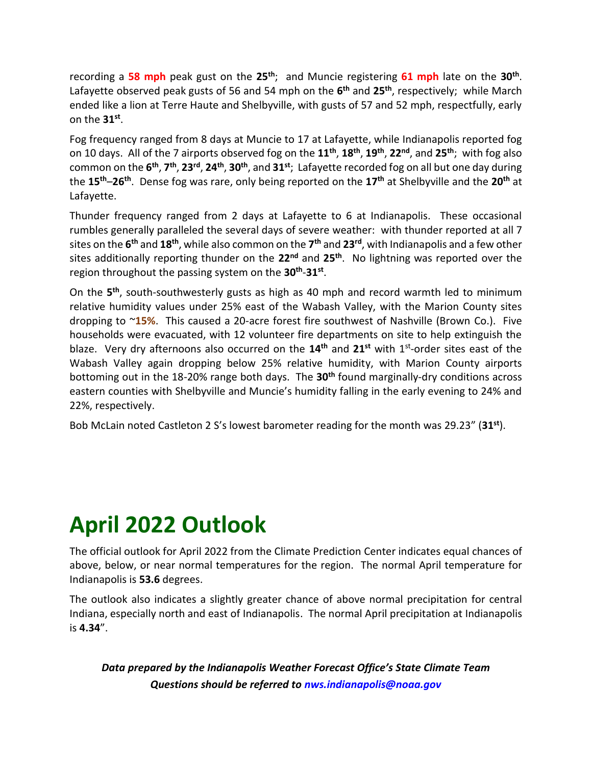recording a **58 mph** peak gust on the **25th**; and Muncie registering **61 mph** late on the **30th**. Lafayette observed peak gusts of 56 and 54 mph on the **6th** and **25th**, respectively; while March ended like a lion at Terre Haute and Shelbyville, with gusts of 57 and 52 mph, respectfully, early on the **31st**.

Fog frequency ranged from 8 days at Muncie to 17 at Lafayette, while Indianapolis reported fog on 10 days. All of the 7 airports observed fog on the **11th**, **18th**, **19th**, **22nd**, and **25th**; with fog also common on the **6th**, **7th**, **23rd**, **24th**, **30th**, and **31st**; Lafayette recorded fog on all but one day during the **15th**–**26th**. Dense fog was rare, only being reported on the **17th** at Shelbyville and the **20th** at Lafayette.

Thunder frequency ranged from 2 days at Lafayette to 6 at Indianapolis. These occasional rumbles generally paralleled the several days of severe weather: with thunder reported at all 7 sites on the **6th** and **18th**, while also common on the **7th** and **23rd**, with Indianapolis and a few other sites additionally reporting thunder on the **22nd** and **25th**. No lightning was reported over the region throughout the passing system on the **30th**-**31st**.

On the **5th**, south-southwesterly gusts as high as 40 mph and record warmth led to minimum relative humidity values under 25% east of the Wabash Valley, with the Marion County sites dropping to ~**15%**. This caused a 20-acre forest fire southwest of Nashville (Brown Co.). Five households were evacuated, with 12 volunteer fire departments on site to help extinguish the blaze. Very dry afternoons also occurred on the **14th** and **21st** with 1st-order sites east of the Wabash Valley again dropping below 25% relative humidity, with Marion County airports bottoming out in the 18-20% range both days. The **30th** found marginally-dry conditions across eastern counties with Shelbyville and Muncie's humidity falling in the early evening to 24% and 22%, respectively.

Bob McLain noted Castleton 2 S's lowest barometer reading for the month was 29.23" (**31st**).

# April 2022 Outlook

The official outlook for April 2022 from the Climate Prediction Center indicates equal chances of above, below, or near normal temperatures for the region. The normal April temperature for Indianapolis is **53.6** degrees.

The outlook also indicates a slightly greater chance of above normal precipitation for central Indiana, especially north and east of Indianapolis. The normal April precipitation at Indianapolis is **4.34**".

***Data prepared by the Indianapolis Weather Forecast Office's State Climate Team***
***Questions should be referred to nws.indianapolis@noaa.gov***